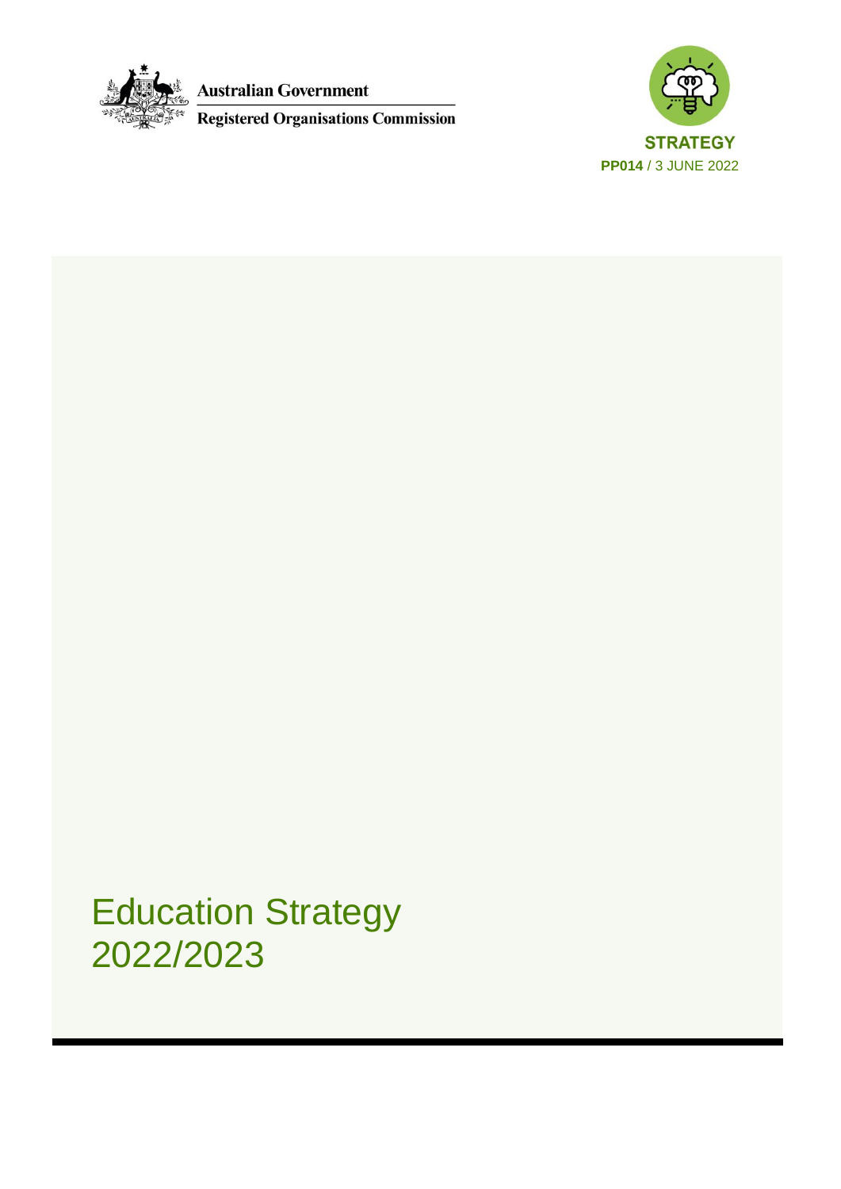Australian Government

Registered Organisations Commission

STRATEGY

**PP014** / 3 JUNE 2022

# Education Strategy 2022/2023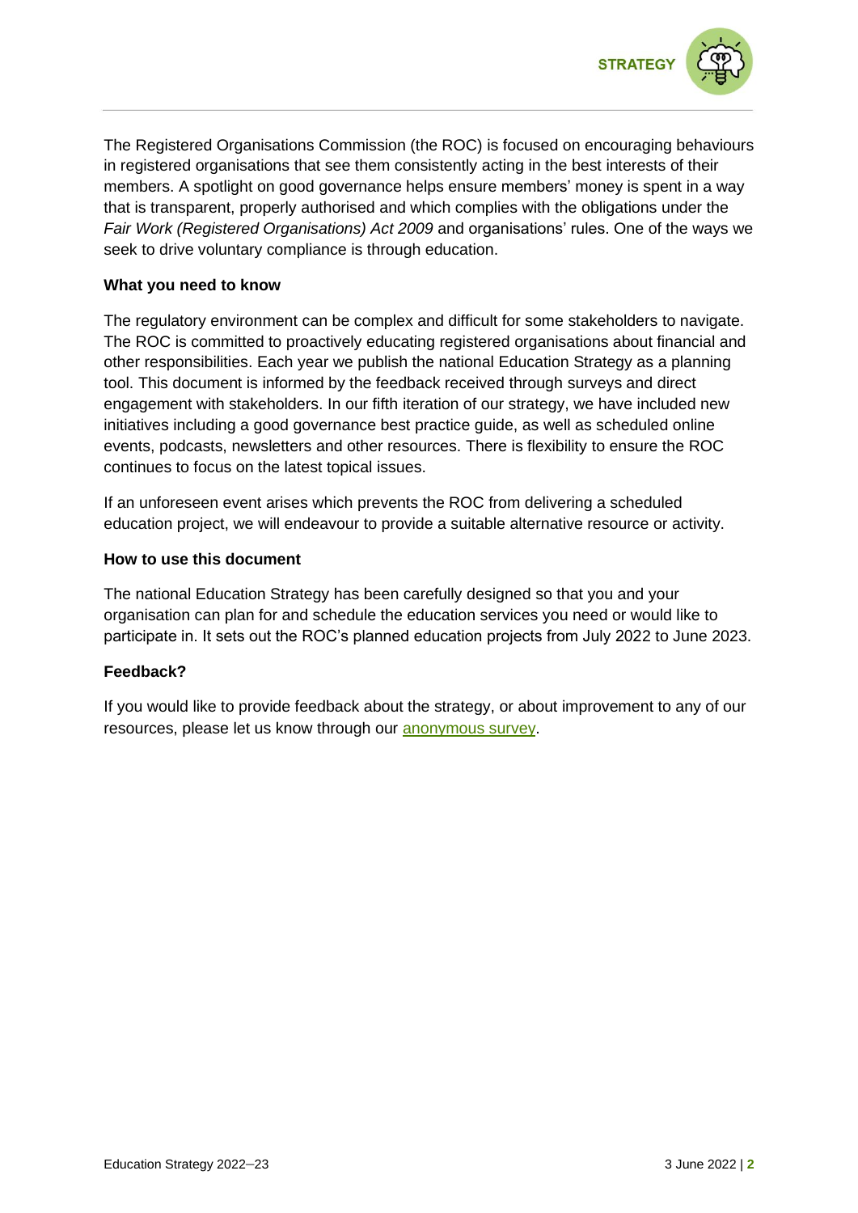The Registered Organisations Commission (the ROC) is focused on encouraging behaviours in registered organisations that see them consistently acting in the best interests of their members. A spotlight on good governance helps ensure members' money is spent in a way that is transparent, properly authorised and which complies with the obligations under the *Fair Work (Registered Organisations) Act 2009* and organisations' rules. One of the ways we seek to drive voluntary compliance is through education.

**What you need to know**

The regulatory environment can be complex and difficult for some stakeholders to navigate. The ROC is committed to proactively educating registered organisations about financial and other responsibilities. Each year we publish the national Education Strategy as a planning tool. This document is informed by the feedback received through surveys and direct engagement with stakeholders. In our fifth iteration of our strategy, we have included new initiatives including a good governance best practice guide, as well as scheduled online events, podcasts, newsletters and other resources. There is flexibility to ensure the ROC continues to focus on the latest topical issues.

If an unforeseen event arises which prevents the ROC from delivering a scheduled education project, we will endeavour to provide a suitable alternative resource or activity.

**How to use this document**

The national Education Strategy has been carefully designed so that you and your organisation can plan for and schedule the education services you need or would like to participate in. It sets out the ROC's planned education projects from July 2022 to June 2023.

**Feedback?**

If you would like to provide feedback about the strategy, or about improvement to any of our resources, please let us know through our anonymous survey.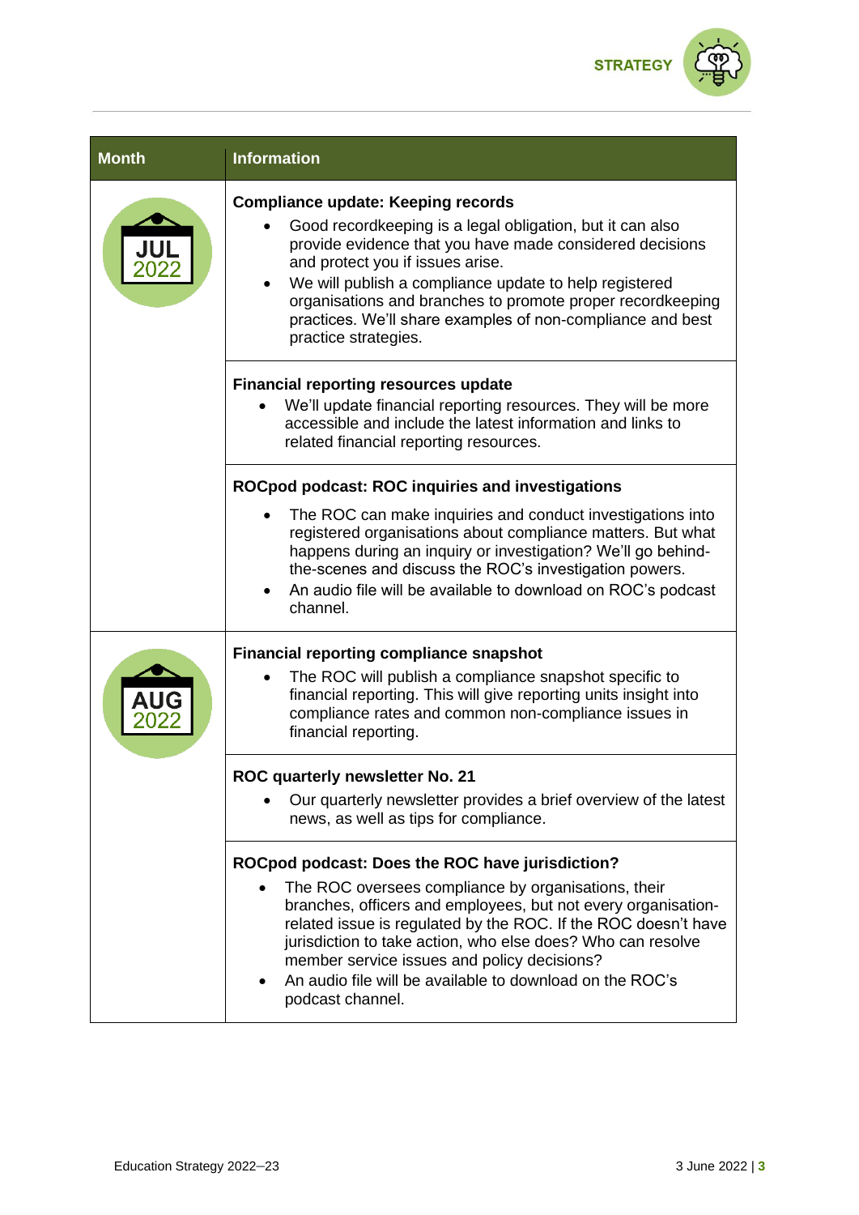| Month | Information |
| --- | --- |
| JUL 2022 | **Compliance update: Keeping records**<br>• Good recordkeeping is a legal obligation, but it can also provide evidence that you have made considered decisions and protect you if issues arise.<br>• We will publish a compliance update to help registered organisations and branches to promote proper recordkeeping practices. We'll share examples of non-compliance and best practice strategies. |
| | **Financial reporting resources update**<br>• We'll update financial reporting resources. They will be more accessible and include the latest information and links to related financial reporting resources. |
| | **ROCpod podcast: ROC inquiries and investigations**<br>• The ROC can make inquiries and conduct investigations into registered organisations about compliance matters. But what happens during an inquiry or investigation? We'll go behind-the-scenes and discuss the ROC's investigation powers.<br>• An audio file will be available to download on ROC's podcast channel. |
| AUG 2022 | **Financial reporting compliance snapshot**<br>• The ROC will publish a compliance snapshot specific to financial reporting. This will give reporting units insight into compliance rates and common non-compliance issues in financial reporting. |
| | **ROC quarterly newsletter No. 21**<br>• Our quarterly newsletter provides a brief overview of the latest news, as well as tips for compliance. |
| | **ROCpod podcast: Does the ROC have jurisdiction?**<br>• The ROC oversees compliance by organisations, their branches, officers and employees, but not every organisation-related issue is regulated by the ROC. If the ROC doesn't have jurisdiction to take action, who else does? Who can resolve member service issues and policy decisions?<br>• An audio file will be available to download on the ROC's podcast channel. |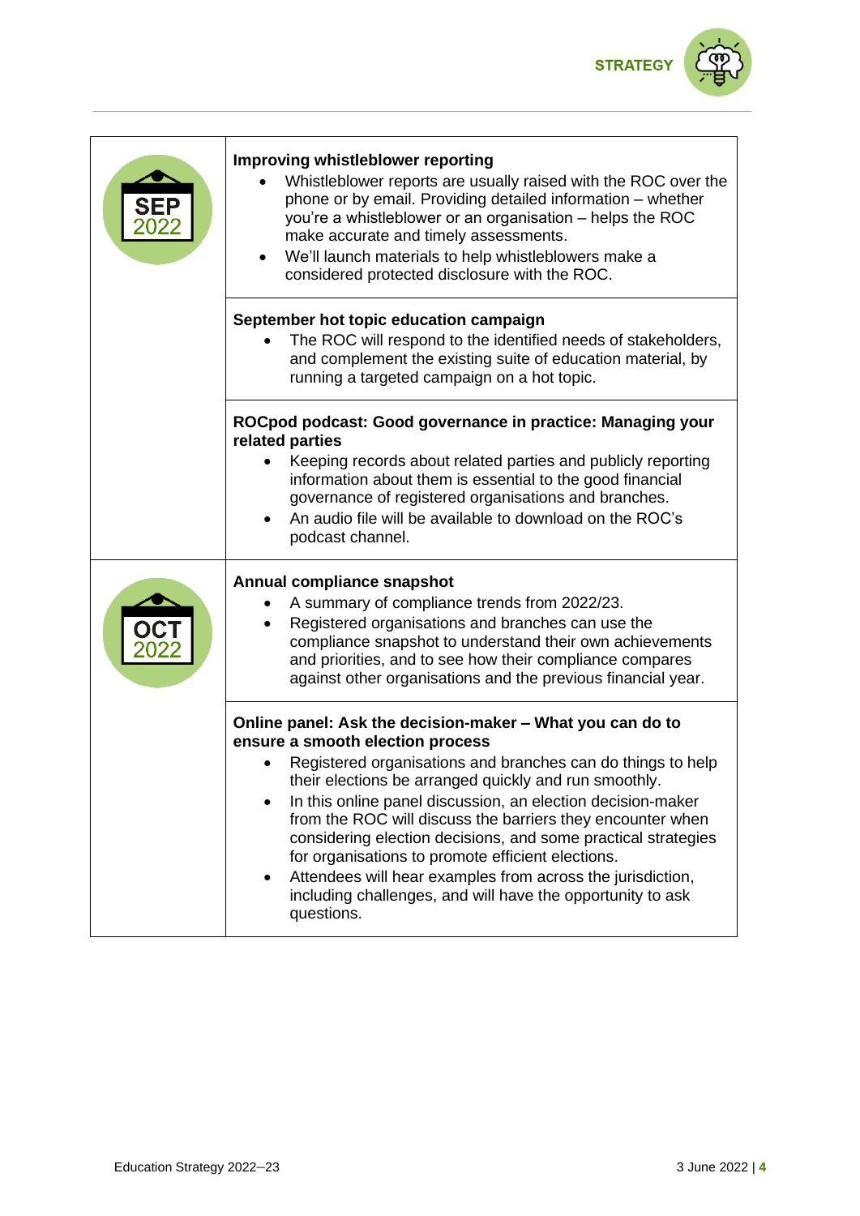| | |
|---|---|
| SEP 2022 | **Improving whistleblower reporting**<br>• Whistleblower reports are usually raised with the ROC over the phone or by email. Providing detailed information – whether you're a whistleblower or an organisation – helps the ROC make accurate and timely assessments.<br>• We'll launch materials to help whistleblowers make a considered protected disclosure with the ROC. |
| | **September hot topic education campaign**<br>• The ROC will respond to the identified needs of stakeholders, and complement the existing suite of education material, by running a targeted campaign on a hot topic. |
| | **ROCpod podcast: Good governance in practice: Managing your related parties**<br>• Keeping records about related parties and publicly reporting information about them is essential to the good financial governance of registered organisations and branches.<br>• An audio file will be available to download on the ROC's podcast channel. |
| OCT 2022 | **Annual compliance snapshot**<br>• A summary of compliance trends from 2022/23.<br>• Registered organisations and branches can use the compliance snapshot to understand their own achievements and priorities, and to see how their compliance compares against other organisations and the previous financial year. |
| | **Online panel: Ask the decision-maker – What you can do to ensure a smooth election process**<br>• Registered organisations and branches can do things to help their elections be arranged quickly and run smoothly.<br>• In this online panel discussion, an election decision-maker from the ROC will discuss the barriers they encounter when considering election decisions, and some practical strategies for organisations to promote efficient elections.<br>• Attendees will hear examples from across the jurisdiction, including challenges, and will have the opportunity to ask questions. |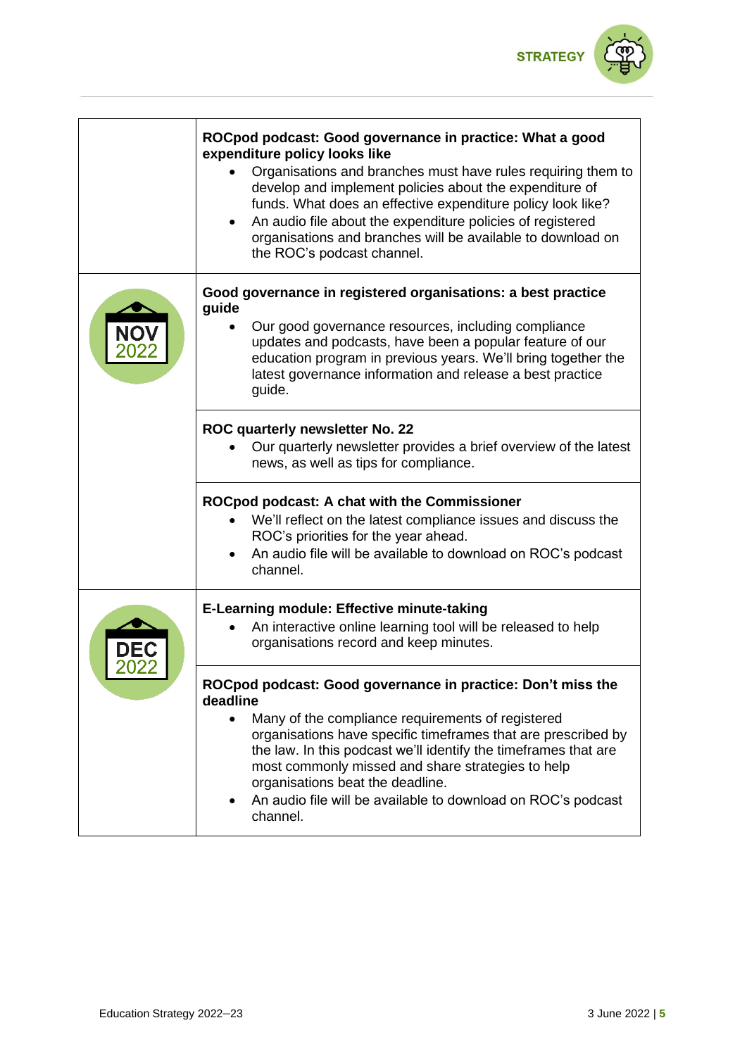| | |
|---|---|
| | **ROCpod podcast: Good governance in practice: What a good expenditure policy looks like**<br>• Organisations and branches must have rules requiring them to develop and implement policies about the expenditure of funds. What does an effective expenditure policy look like?<br>• An audio file about the expenditure policies of registered organisations and branches will be available to download on the ROC's podcast channel. |
| NOV 2022 | **Good governance in registered organisations: a best practice guide**<br>• Our good governance resources, including compliance updates and podcasts, have been a popular feature of our education program in previous years. We'll bring together the latest governance information and release a best practice guide. |
| | **ROC quarterly newsletter No. 22**<br>• Our quarterly newsletter provides a brief overview of the latest news, as well as tips for compliance. |
| | **ROCpod podcast: A chat with the Commissioner**<br>• We'll reflect on the latest compliance issues and discuss the ROC's priorities for the year ahead.<br>• An audio file will be available to download on ROC's podcast channel. |
| DEC 2022 | **E-Learning module: Effective minute-taking**<br>• An interactive online learning tool will be released to help organisations record and keep minutes. |
| | **ROCpod podcast: Good governance in practice: Don't miss the deadline**<br>• Many of the compliance requirements of registered organisations have specific timeframes that are prescribed by the law. In this podcast we'll identify the timeframes that are most commonly missed and share strategies to help organisations beat the deadline.<br>• An audio file will be available to download on ROC's podcast channel. |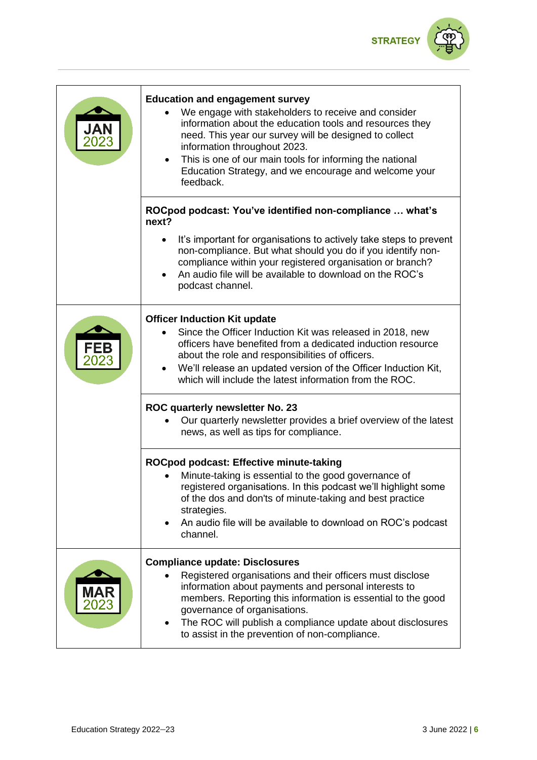| Month | Activity |
| --- | --- |
| JAN 2023 | **Education and engagement survey**<br>• We engage with stakeholders to receive and consider information about the education tools and resources they need. This year our survey will be designed to collect information throughout 2023.<br>• This is one of our main tools for informing the national Education Strategy, and we encourage and welcome your feedback. |
| | **ROCpod podcast: You've identified non-compliance … what's next?**<br>• It's important for organisations to actively take steps to prevent non-compliance. But what should you do if you identify non-compliance within your registered organisation or branch?<br>• An audio file will be available to download on the ROC's podcast channel. |
| FEB 2023 | **Officer Induction Kit update**<br>• Since the Officer Induction Kit was released in 2018, new officers have benefited from a dedicated induction resource about the role and responsibilities of officers.<br>• We'll release an updated version of the Officer Induction Kit, which will include the latest information from the ROC. |
| | **ROC quarterly newsletter No. 23**<br>• Our quarterly newsletter provides a brief overview of the latest news, as well as tips for compliance. |
| | **ROCpod podcast: Effective minute-taking**<br>• Minute-taking is essential to the good governance of registered organisations. In this podcast we'll highlight some of the dos and don'ts of minute-taking and best practice strategies.<br>• An audio file will be available to download on ROC's podcast channel. |
| MAR 2023 | **Compliance update: Disclosures**<br>• Registered organisations and their officers must disclose information about payments and personal interests to members. Reporting this information is essential to the good governance of organisations.<br>• The ROC will publish a compliance update about disclosures to assist in the prevention of non-compliance. |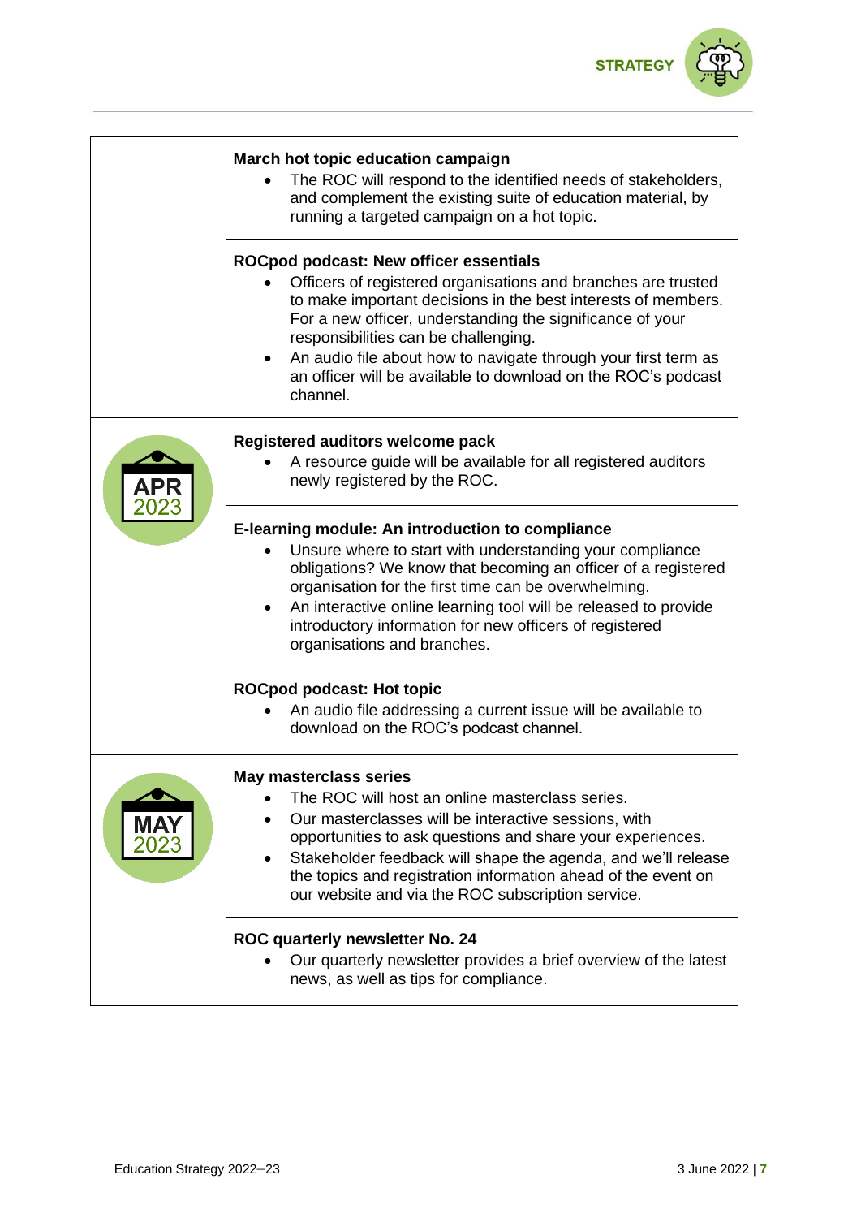| | |
|---|---|
| | **March hot topic education campaign**<br>• The ROC will respond to the identified needs of stakeholders, and complement the existing suite of education material, by running a targeted campaign on a hot topic. |
| | **ROCpod podcast: New officer essentials**<br>• Officers of registered organisations and branches are trusted to make important decisions in the best interests of members. For a new officer, understanding the significance of your responsibilities can be challenging.<br>• An audio file about how to navigate through your first term as an officer will be available to download on the ROC's podcast channel. |
| APR 2023 | **Registered auditors welcome pack**<br>• A resource guide will be available for all registered auditors newly registered by the ROC. |
| | **E-learning module: An introduction to compliance**<br>• Unsure where to start with understanding your compliance obligations? We know that becoming an officer of a registered organisation for the first time can be overwhelming.<br>• An interactive online learning tool will be released to provide introductory information for new officers of registered organisations and branches. |
| | **ROCpod podcast: Hot topic**<br>• An audio file addressing a current issue will be available to download on the ROC's podcast channel. |
| MAY 2023 | **May masterclass series**<br>• The ROC will host an online masterclass series.<br>• Our masterclasses will be interactive sessions, with opportunities to ask questions and share your experiences.<br>• Stakeholder feedback will shape the agenda, and we'll release the topics and registration information ahead of the event on our website and via the ROC subscription service. |
| | **ROC quarterly newsletter No. 24**<br>• Our quarterly newsletter provides a brief overview of the latest news, as well as tips for compliance. |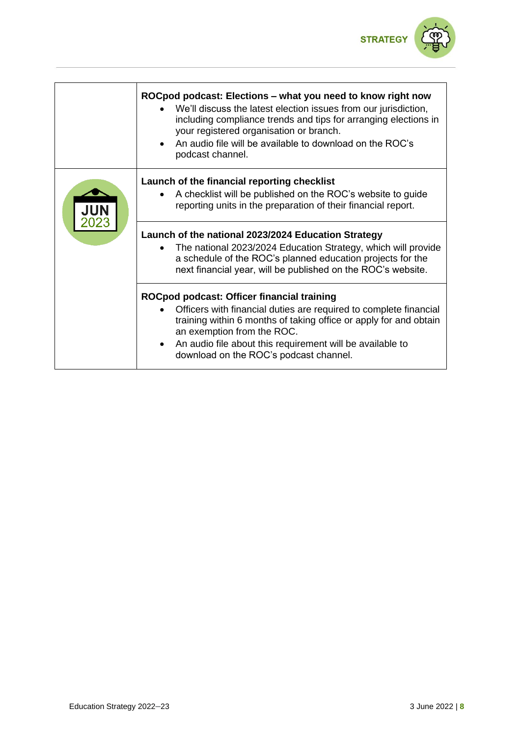| | |
|---|---|
| | **ROCpod podcast: Elections – what you need to know right now**<br>• We'll discuss the latest election issues from our jurisdiction, including compliance trends and tips for arranging elections in your registered organisation or branch.<br>• An audio file will be available to download on the ROC's podcast channel. |
| JUN 2023 | **Launch of the financial reporting checklist**<br>• A checklist will be published on the ROC's website to guide reporting units in the preparation of their financial report. |
| | **Launch of the national 2023/2024 Education Strategy**<br>• The national 2023/2024 Education Strategy, which will provide a schedule of the ROC's planned education projects for the next financial year, will be published on the ROC's website. |
| | **ROCpod podcast: Officer financial training**<br>• Officers with financial duties are required to complete financial training within 6 months of taking office or apply for and obtain an exemption from the ROC.<br>• An audio file about this requirement will be available to download on the ROC's podcast channel. |